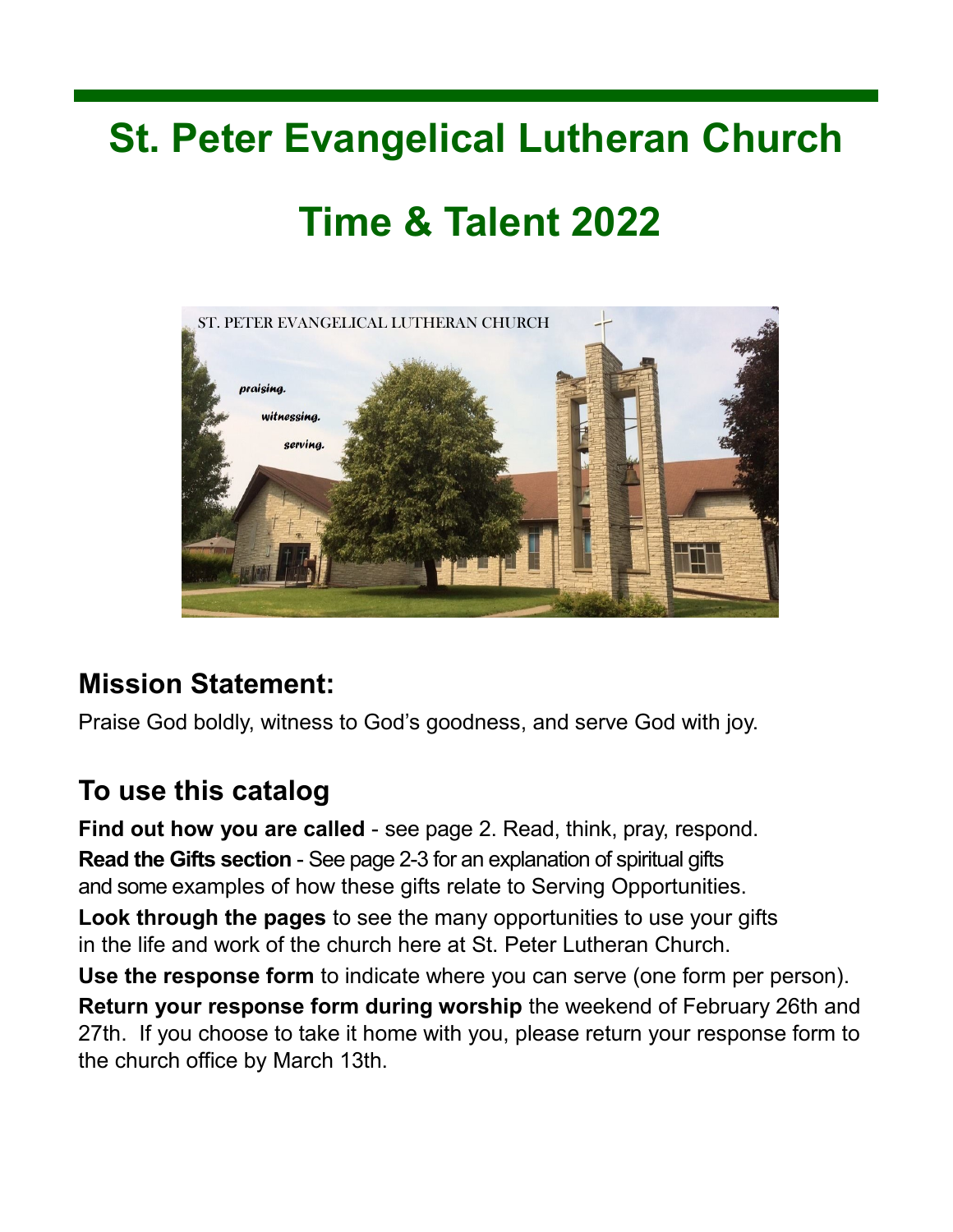# St. Peter Evangelical Lutheran Church

# Time & Talent 2022

## Mission Statement:

Praise God boldly, witness to God's goodness, and serve God with joy.

## To use this catalog

**Find out how you are called** - see page 2. Read, think, pray, respond.

**Read the Gifts section** - See page 2-3 for an explanation of spiritual gifts and some examples of how these gifts relate to Serving Opportunities.

**Look through the pages** to see the many opportunities to use your gifts in the life and work of the church here at St. Peter Lutheran Church.

**Use the response form** to indicate where you can serve (one form per person).

**Return your response form during worship** the weekend of February 26th and 27th. If you choose to take it home with you, please return your response form to the church office by March 13th.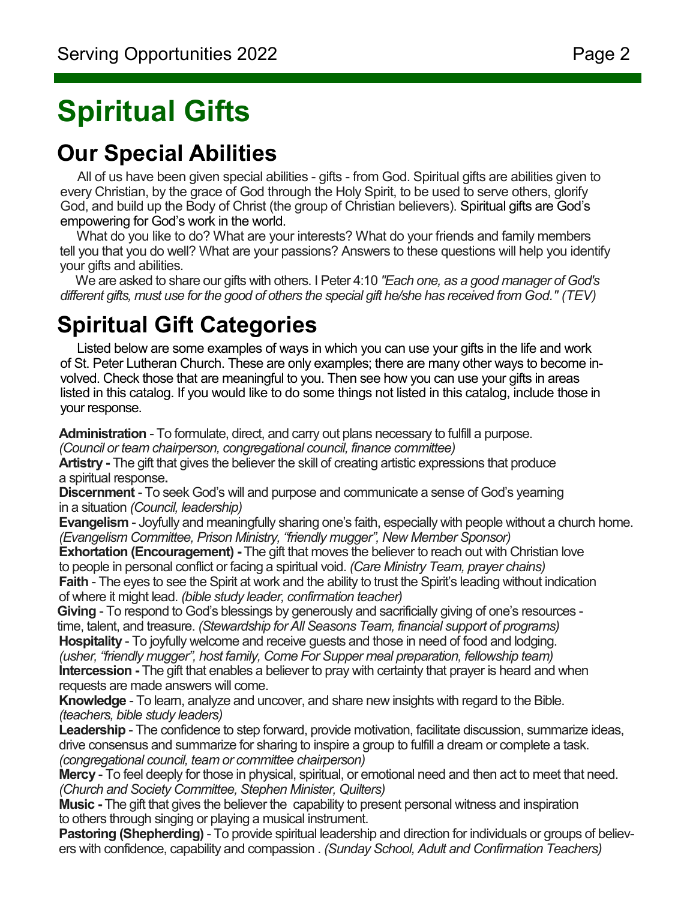# Spiritual Gifts

## Our Special Abilities

All of us have been given special abilities - gifts - from God. Spiritual gifts are abilities given to every Christian, by the grace of God through the Holy Spirit, to be used to serve others, glorify God, and build up the Body of Christ (the group of Christian believers). Spiritual gifts are God's empowering for God's work in the world.

What do you like to do? What are your interests? What do your friends and family members tell you that you do well? What are your passions? Answers to these questions will help you identify your gifts and abilities.

We are asked to share our gifts with others. I Peter 4:10 *"Each one, as a good manager of God's different gifts, must use for the good of others the special gift he/she has received from God." (TEV)*

## Spiritual Gift Categories

Listed below are some examples of ways in which you can use your gifts in the life and work of St. Peter Lutheran Church. These are only examples; there are many other ways to become involved. Check those that are meaningful to you. Then see how you can use your gifts in areas listed in this catalog. If you would like to do some things not listed in this catalog, include those in your response.

**Administration** - To formulate, direct, and carry out plans necessary to fulfill a purpose. *(Council or team chairperson, congregational council, finance committee)*

**Artistry -** The gift that gives the believer the skill of creating artistic expressions that produce a spiritual response**.**

**Discernment** - To seek God's will and purpose and communicate a sense of God's yearning in a situation *(Council, leadership)*

**Evangelism** - Joyfully and meaningfully sharing one's faith, especially with people without a church home. *(Evangelism Committee, Prison Ministry, "friendly mugger", New Member Sponsor)*

**Exhortation (Encouragement) -** The gift that moves the believer to reach out with Christian love to people in personal conflict or facing a spiritual void. *(Care Ministry Team, prayer chains)*

**Faith** - The eyes to see the Spirit at work and the ability to trust the Spirit's leading without indication of where it might lead. *(bible study leader, confirmation teacher)*

**Giving** - To respond to God's blessings by generously and sacrificially giving of one's resources - time, talent, and treasure. *(Stewardship for All Seasons Team, financial support of programs)*

**Hospitality** - To joyfully welcome and receive guests and those in need of food and lodging. *(usher, "friendly mugger", host family, Come For Supper meal preparation, fellowship team)*

**Intercession -** The gift that enables a believer to pray with certainty that prayer is heard and when requests are made answers will come.

**Knowledge** - To learn, analyze and uncover, and share new insights with regard to the Bible. *(teachers, bible study leaders)*

**Leadership** - The confidence to step forward, provide motivation, facilitate discussion, summarize ideas, drive consensus and summarize for sharing to inspire a group to fulfill a dream or complete a task. *(congregational council, team or committee chairperson)*

**Mercy** - To feel deeply for those in physical, spiritual, or emotional need and then act to meet that need. *(Church and Society Committee, Stephen Minister, Quilters)*

**Music -** The gift that gives the believer the capability to present personal witness and inspiration to others through singing or playing a musical instrument.

**Pastoring (Shepherding)** - To provide spiritual leadership and direction for individuals or groups of believers with confidence, capability and compassion . *(Sunday School, Adult and Confirmation Teachers)*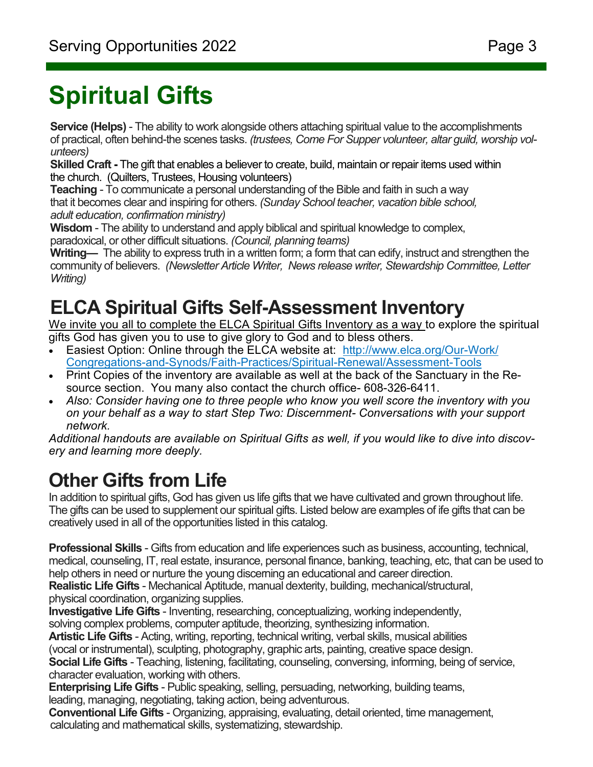# Spiritual Gifts

**Service (Helps)** - The ability to work alongside others attaching spiritual value to the accomplishments of practical, often behind-the scenes tasks. *(trustees, Come For Supper volunteer, altar guild, worship volunteers)*

**Skilled Craft -** The gift that enables a believer to create, build, maintain or repair items used within the church. (Quilters, Trustees, Housing volunteers)

**Teaching** - To communicate a personal understanding of the Bible and faith in such a way that it becomes clear and inspiring for others. *(Sunday School teacher, vacation bible school, adult education, confirmation ministry)*

**Wisdom** - The ability to understand and apply biblical and spiritual knowledge to complex, paradoxical, or other difficult situations. *(Council, planning teams)*

**Writing—** The ability to express truth in a written form; a form that can edify, instruct and strengthen the community of believers. *(Newsletter Article Writer, News release writer, Stewardship Committee, Letter Writing)*

## ELCA Spiritual Gifts Self-Assessment Inventory

We invite you all to complete the ELCA Spiritual Gifts Inventory as a way to explore the spiritual gifts God has given you to use to give glory to God and to bless others.

- Easiest Option: Online through the ELCA website at: http://www.elca.org/Our-Work/Congregations-and-Synods/Faith-Practices/Spiritual-Renewal/Assessment-Tools
- Print Copies of the inventory are available as well at the back of the Sanctuary in the Resource section. You many also contact the church office- 608-326-6411.
- *Also: Consider having one to three people who know you well score the inventory with you on your behalf as a way to start Step Two: Discernment- Conversations with your support network.*

*Additional handouts are available on Spiritual Gifts as well, if you would like to dive into discovery and learning more deeply.*

## Other Gifts from Life

In addition to spiritual gifts, God has given us life gifts that we have cultivated and grown throughout life. The gifts can be used to supplement our spiritual gifts. Listed below are examples of ife gifts that can be creatively used in all of the opportunities listed in this catalog.

**Professional Skills** - Gifts from education and life experiences such as business, accounting, technical, medical, counseling, IT, real estate, insurance, personal finance, banking, teaching, etc, that can be used to help others in need or nurture the young discerning an educational and career direction.

**Realistic Life Gifts** - Mechanical Aptitude, manual dexterity, building, mechanical/structural, physical coordination, organizing supplies.

**Investigative Life Gifts** - Inventing, researching, conceptualizing, working independently, solving complex problems, computer aptitude, theorizing, synthesizing information.

**Artistic Life Gifts** - Acting, writing, reporting, technical writing, verbal skills, musical abilities (vocal or instrumental), sculpting, photography, graphic arts, painting, creative space design.

**Social Life Gifts** - Teaching, listening, facilitating, counseling, conversing, informing, being of service, character evaluation, working with others.

**Enterprising Life Gifts** - Public speaking, selling, persuading, networking, building teams, leading, managing, negotiating, taking action, being adventurous.

**Conventional Life Gifts** - Organizing, appraising, evaluating, detail oriented, time management, calculating and mathematical skills, systematizing, stewardship.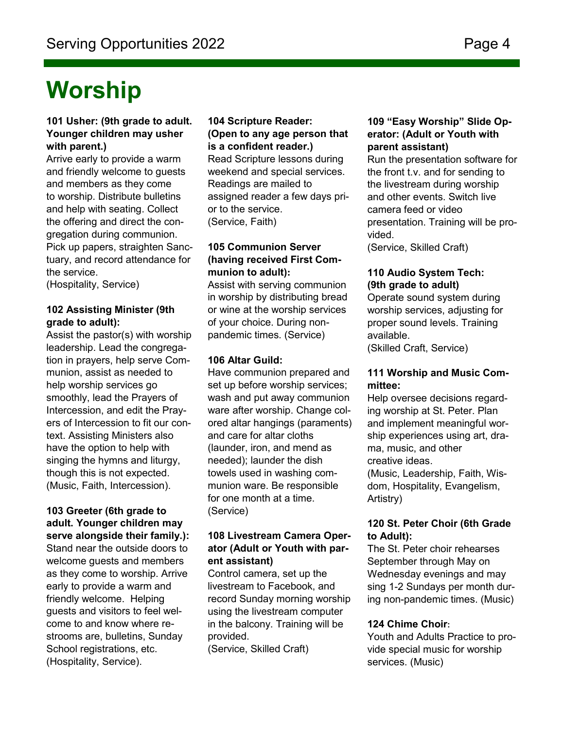# Worship

**101 Usher: (9th grade to adult. Younger children may usher with parent.)**
Arrive early to provide a warm and friendly welcome to guests and members as they come to worship. Distribute bulletins and help with seating. Collect the offering and direct the congregation during communion. Pick up papers, straighten Sanctuary, and record attendance for the service.
(Hospitality, Service)

**102 Assisting Minister (9th grade to adult):**
Assist the pastor(s) with worship leadership. Lead the congregation in prayers, help serve Communion, assist as needed to help worship services go smoothly, lead the Prayers of Intercession, and edit the Prayers of Intercession to fit our context. Assisting Ministers also have the option to help with singing the hymns and liturgy, though this is not expected.
(Music, Faith, Intercession).

**103 Greeter (6th grade to adult. Younger children may serve alongside their family.):**
Stand near the outside doors to welcome guests and members as they come to worship. Arrive early to provide a warm and friendly welcome. Helping guests and visitors to feel welcome to and know where restrooms are, bulletins, Sunday School registrations, etc.
(Hospitality, Service).

**104 Scripture Reader: (Open to any age person that is a confident reader.)**
Read Scripture lessons during weekend and special services. Readings are mailed to assigned reader a few days prior to the service.
(Service, Faith)

**105 Communion Server (having received First Communion to adult):**
Assist with serving communion in worship by distributing bread or wine at the worship services of your choice. During non-pandemic times. (Service)

**106 Altar Guild:**
Have communion prepared and set up before worship services; wash and put away communion ware after worship. Change colored altar hangings (paraments) and care for altar cloths (launder, iron, and mend as needed); launder the dish towels used in washing communion ware. Be responsible for one month at a time.
(Service)

**108 Livestream Camera Operator (Adult or Youth with parent assistant)**
Control camera, set up the livestream to Facebook, and record Sunday morning worship using the livestream computer in the balcony. Training will be provided.
(Service, Skilled Craft)

**109 "Easy Worship" Slide Operator: (Adult or Youth with parent assistant)**
Run the presentation software for the front t.v. and for sending to the livestream during worship and other events. Switch live camera feed or video presentation. Training will be provided.
(Service, Skilled Craft)

**110 Audio System Tech: (9th grade to adult)**
Operate sound system during worship services, adjusting for proper sound levels. Training available.
(Skilled Craft, Service)

**111 Worship and Music Committee:**
Help oversee decisions regarding worship at St. Peter. Plan and implement meaningful worship experiences using art, drama, music, and other creative ideas.
(Music, Leadership, Faith, Wisdom, Hospitality, Evangelism, Artistry)

**120 St. Peter Choir (6th Grade to Adult):**
The St. Peter choir rehearses September through May on Wednesday evenings and may sing 1-2 Sundays per month during non-pandemic times. (Music)

**124 Chime Choir**:
Youth and Adults Practice to provide special music for worship services. (Music)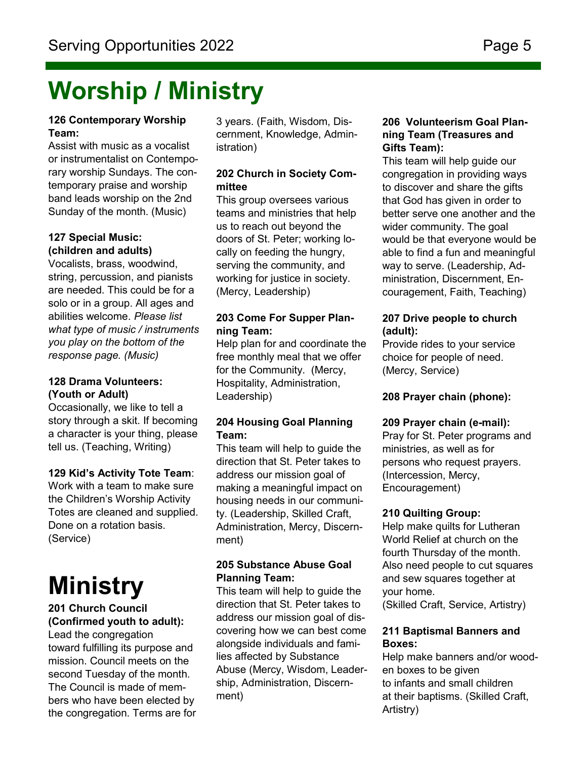# Worship / Ministry

**126 Contemporary Worship Team:**
Assist with music as a vocalist or instrumentalist on Contemporary worship Sundays. The contemporary praise and worship band leads worship on the 2nd Sunday of the month. (Music)

**127 Special Music: (children and adults)**
Vocalists, brass, woodwind, string, percussion, and pianists are needed. This could be for a solo or in a group. All ages and abilities welcome. *Please list what type of music / instruments you play on the bottom of the response page. (Music)*

**128 Drama Volunteers: (Youth or Adult)**
Occasionally, we like to tell a story through a skit. If becoming a character is your thing, please tell us. (Teaching, Writing)

**129 Kid's Activity Tote Team**:
Work with a team to make sure the Children's Worship Activity Totes are cleaned and supplied. Done on a rotation basis. (Service)

# Ministry

**201 Church Council (Confirmed youth to adult):**
Lead the congregation toward fulfilling its purpose and mission. Council meets on the second Tuesday of the month. The Council is made of members who have been elected by the congregation. Terms are for 3 years. (Faith, Wisdom, Discernment, Knowledge, Administration)

**202 Church in Society Committee**
This group oversees various teams and ministries that help us to reach out beyond the doors of St. Peter; working locally on feeding the hungry, serving the community, and working for justice in society. (Mercy, Leadership)

**203 Come For Supper Planning Team:**
Help plan for and coordinate the free monthly meal that we offer for the Community. (Mercy, Hospitality, Administration, Leadership)

**204 Housing Goal Planning Team:**
This team will help to guide the direction that St. Peter takes to address our mission goal of making a meaningful impact on housing needs in our community. (Leadership, Skilled Craft, Administration, Mercy, Discernment)

**205 Substance Abuse Goal Planning Team:**
This team will help to guide the direction that St. Peter takes to address our mission goal of discovering how we can best come alongside individuals and families affected by Substance Abuse (Mercy, Wisdom, Leadership, Administration, Discernment)

**206 Volunteerism Goal Planning Team (Treasures and Gifts Team):**
This team will help guide our congregation in providing ways to discover and share the gifts that God has given in order to better serve one another and the wider community. The goal would be that everyone would be able to find a fun and meaningful way to serve. (Leadership, Administration, Discernment, Encouragement, Faith, Teaching)

**207 Drive people to church (adult):**
Provide rides to your service choice for people of need. (Mercy, Service)

**208 Prayer chain (phone):**

**209 Prayer chain (e-mail):**
Pray for St. Peter programs and ministries, as well as for persons who request prayers. (Intercession, Mercy, Encouragement)

**210 Quilting Group:**
Help make quilts for Lutheran World Relief at church on the fourth Thursday of the month. Also need people to cut squares and sew squares together at your home.
(Skilled Craft, Service, Artistry)

**211 Baptismal Banners and Boxes:**
Help make banners and/or wooden boxes to be given to infants and small children at their baptisms. (Skilled Craft, Artistry)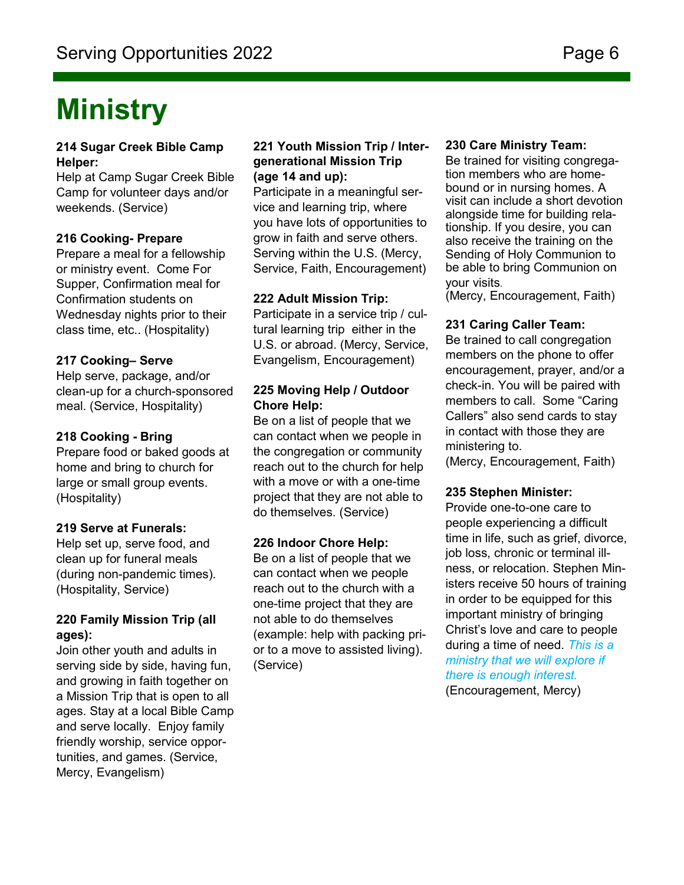# Ministry

**214 Sugar Creek Bible Camp Helper:**
Help at Camp Sugar Creek Bible Camp for volunteer days and/or weekends. (Service)

**216 Cooking- Prepare**
Prepare a meal for a fellowship or ministry event. Come For Supper, Confirmation meal for Confirmation students on Wednesday nights prior to their class time, etc.. (Hospitality)

**217 Cooking– Serve**
Help serve, package, and/or clean-up for a church-sponsored meal. (Service, Hospitality)

**218 Cooking - Bring**
Prepare food or baked goods at home and bring to church for large or small group events. (Hospitality)

**219 Serve at Funerals:**
Help set up, serve food, and clean up for funeral meals (during non-pandemic times). (Hospitality, Service)

**220 Family Mission Trip (all ages):**
Join other youth and adults in serving side by side, having fun, and growing in faith together on a Mission Trip that is open to all ages. Stay at a local Bible Camp and serve locally. Enjoy family friendly worship, service opportunities, and games. (Service, Mercy, Evangelism)

**221 Youth Mission Trip / Intergenerational Mission Trip (age 14 and up):**
Participate in a meaningful service and learning trip, where you have lots of opportunities to grow in faith and serve others. Serving within the U.S. (Mercy, Service, Faith, Encouragement)

**222 Adult Mission Trip:**
Participate in a service trip / cultural learning trip either in the U.S. or abroad. (Mercy, Service, Evangelism, Encouragement)

**225 Moving Help / Outdoor Chore Help:**
Be on a list of people that we can contact when we people in the congregation or community reach out to the church for help with a move or with a one-time project that they are not able to do themselves. (Service)

**226 Indoor Chore Help:**
Be on a list of people that we can contact when we people reach out to the church with a one-time project that they are not able to do themselves (example: help with packing prior to a move to assisted living). (Service)

**230 Care Ministry Team:**
Be trained for visiting congregation members who are homebound or in nursing homes. A visit can include a short devotion alongside time for building relationship. If you desire, you can also receive the training on the Sending of Holy Communion to be able to bring Communion on your visits.
(Mercy, Encouragement, Faith)

**231 Caring Caller Team:**
Be trained to call congregation members on the phone to offer encouragement, prayer, and/or a check-in. You will be paired with members to call. Some "Caring Callers" also send cards to stay in contact with those they are ministering to.
(Mercy, Encouragement, Faith)

**235 Stephen Minister:**
Provide one-to-one care to people experiencing a difficult time in life, such as grief, divorce, job loss, chronic or terminal illness, or relocation. Stephen Ministers receive 50 hours of training in order to be equipped for this important ministry of bringing Christ's love and care to people during a time of need. *This is a ministry that we will explore if there is enough interest.*
(Encouragement, Mercy)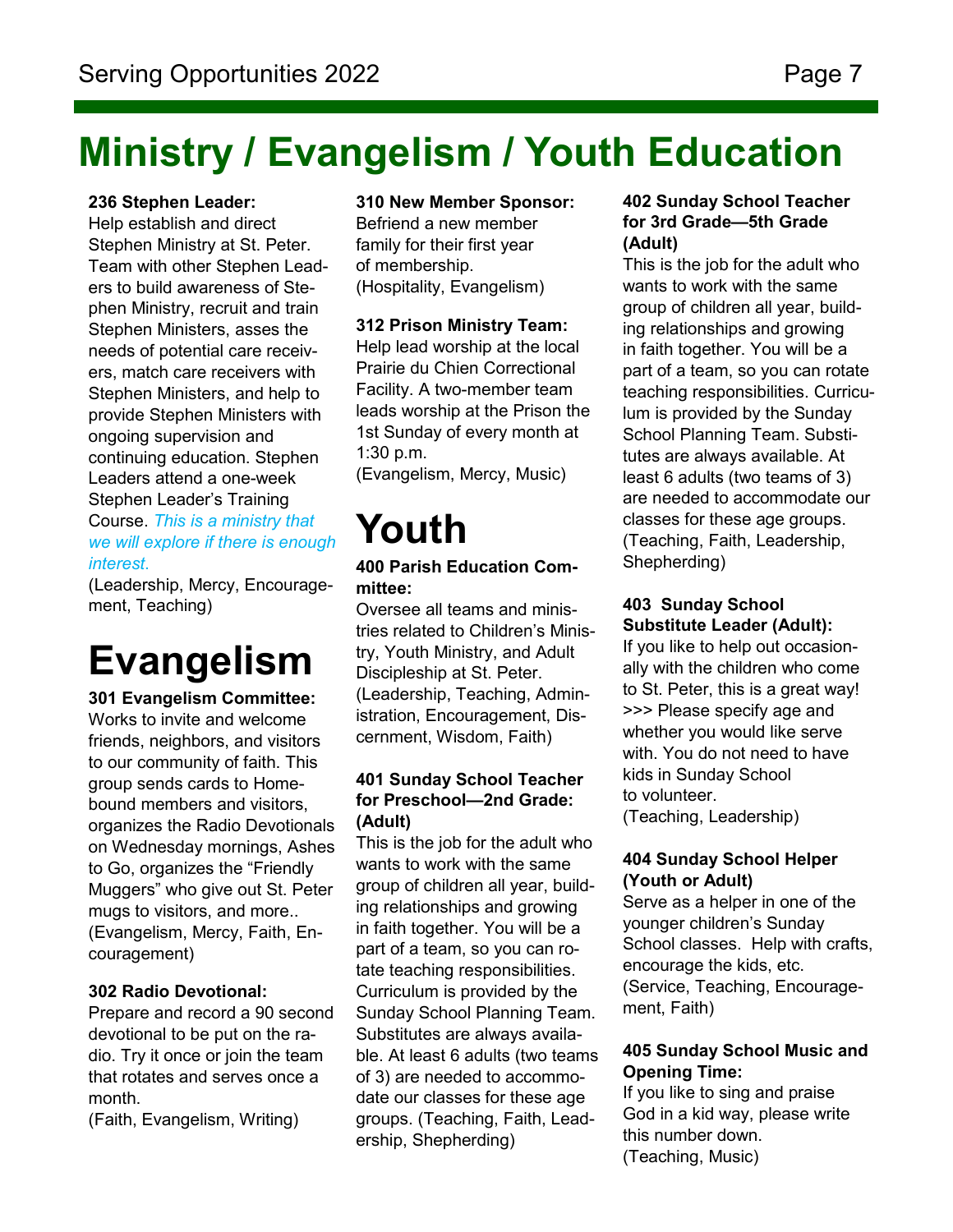# Ministry / Evangelism / Youth Education

**236 Stephen Leader:**
Help establish and direct Stephen Ministry at St. Peter. Team with other Stephen Leaders to build awareness of Stephen Ministry, recruit and train Stephen Ministers, asses the needs of potential care receivers, match care receivers with Stephen Ministers, and help to provide Stephen Ministers with ongoing supervision and continuing education. Stephen Leaders attend a one-week Stephen Leader's Training Course. *This is a ministry that we will explore if there is enough interest.*
(Leadership, Mercy, Encouragement, Teaching)

# Evangelism

**301 Evangelism Committee:**
Works to invite and welcome friends, neighbors, and visitors to our community of faith. This group sends cards to Homebound members and visitors, organizes the Radio Devotionals on Wednesday mornings, Ashes to Go, organizes the "Friendly Muggers" who give out St. Peter mugs to visitors, and more..
(Evangelism, Mercy, Faith, Encouragement)

**302 Radio Devotional:**
Prepare and record a 90 second devotional to be put on the radio. Try it once or join the team that rotates and serves once a month.
(Faith, Evangelism, Writing)

**310 New Member Sponsor:**
Befriend a new member family for their first year of membership.
(Hospitality, Evangelism)

**312 Prison Ministry Team:**
Help lead worship at the local Prairie du Chien Correctional Facility. A two-member team leads worship at the Prison the 1st Sunday of every month at 1:30 p.m.
(Evangelism, Mercy, Music)

# Youth

**400 Parish Education Committee:**
Oversee all teams and ministries related to Children's Ministry, Youth Ministry, and Adult Discipleship at St. Peter.
(Leadership, Teaching, Administration, Encouragement, Discernment, Wisdom, Faith)

**401 Sunday School Teacher for Preschool—2nd Grade: (Adult)**
This is the job for the adult who wants to work with the same group of children all year, building relationships and growing in faith together. You will be a part of a team, so you can rotate teaching responsibilities. Curriculum is provided by the Sunday School Planning Team. Substitutes are always available. At least 6 adults (two teams of 3) are needed to accommodate our classes for these age groups. (Teaching, Faith, Leadership, Shepherding)

**402 Sunday School Teacher for 3rd Grade—5th Grade (Adult)**
This is the job for the adult who wants to work with the same group of children all year, building relationships and growing in faith together. You will be a part of a team, so you can rotate teaching responsibilities. Curriculum is provided by the Sunday School Planning Team. Substitutes are always available. At least 6 adults (two teams of 3) are needed to accommodate our classes for these age groups.
(Teaching, Faith, Leadership, Shepherding)

**403 Sunday School Substitute Leader (Adult):**
If you like to help out occasionally with the children who come to St. Peter, this is a great way! >>> Please specify age and whether you would like serve with. You do not need to have kids in Sunday School to volunteer.
(Teaching, Leadership)

**404 Sunday School Helper (Youth or Adult)**
Serve as a helper in one of the younger children's Sunday School classes. Help with crafts, encourage the kids, etc.
(Service, Teaching, Encouragement, Faith)

**405 Sunday School Music and Opening Time:**
If you like to sing and praise God in a kid way, please write this number down.
(Teaching, Music)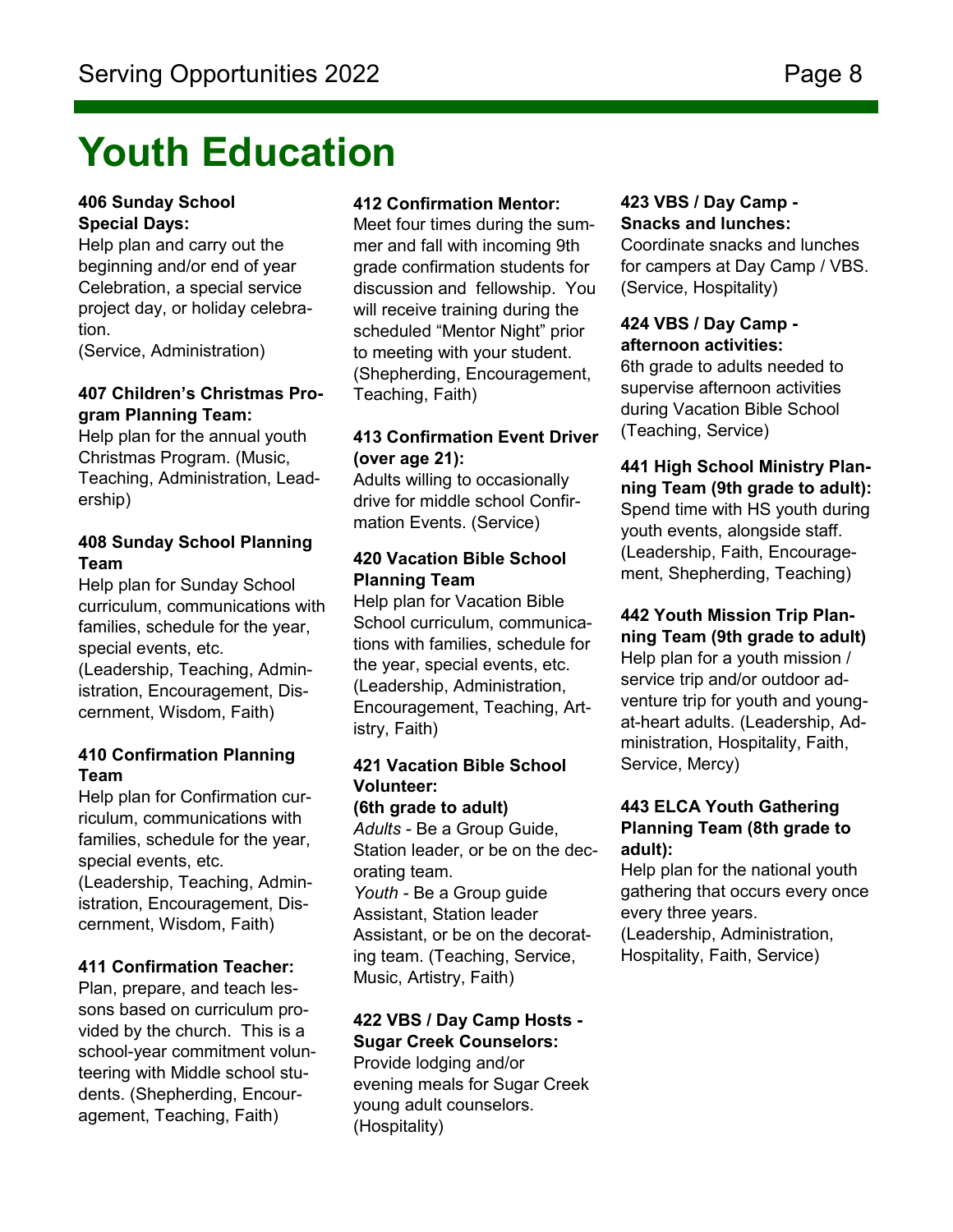# Youth Education

**406 Sunday School Special Days:**
Help plan and carry out the beginning and/or end of year Celebration, a special service project day, or holiday celebration.
(Service, Administration)

**407 Children's Christmas Program Planning Team:**
Help plan for the annual youth Christmas Program. (Music, Teaching, Administration, Leadership)

**408 Sunday School Planning Team**
Help plan for Sunday School curriculum, communications with families, schedule for the year, special events, etc.
(Leadership, Teaching, Administration, Encouragement, Discernment, Wisdom, Faith)

**410 Confirmation Planning Team**
Help plan for Confirmation curriculum, communications with families, schedule for the year, special events, etc.
(Leadership, Teaching, Administration, Encouragement, Discernment, Wisdom, Faith)

**411 Confirmation Teacher:**
Plan, prepare, and teach lessons based on curriculum provided by the church. This is a school-year commitment volunteering with Middle school students. (Shepherding, Encouragement, Teaching, Faith)

**412 Confirmation Mentor:**
Meet four times during the summer and fall with incoming 9th grade confirmation students for discussion and fellowship. You will receive training during the scheduled "Mentor Night" prior to meeting with your student. (Shepherding, Encouragement, Teaching, Faith)

**413 Confirmation Event Driver (over age 21):**
Adults willing to occasionally drive for middle school Confirmation Events. (Service)

**420 Vacation Bible School Planning Team**
Help plan for Vacation Bible School curriculum, communications with families, schedule for the year, special events, etc.
(Leadership, Administration, Encouragement, Teaching, Artistry, Faith)

**421 Vacation Bible School Volunteer:**
**(6th grade to adult)**
*Adults* - Be a Group Guide, Station leader, or be on the decorating team.
*Youth* - Be a Group guide Assistant, Station leader Assistant, or be on the decorating team. (Teaching, Service, Music, Artistry, Faith)

**422 VBS / Day Camp Hosts - Sugar Creek Counselors:**
Provide lodging and/or evening meals for Sugar Creek young adult counselors.
(Hospitality)

**423 VBS / Day Camp - Snacks and lunches:**
Coordinate snacks and lunches for campers at Day Camp / VBS. (Service, Hospitality)

**424 VBS / Day Camp - afternoon activities:**
6th grade to adults needed to supervise afternoon activities during Vacation Bible School (Teaching, Service)

**441 High School Ministry Planning Team (9th grade to adult):**
Spend time with HS youth during youth events, alongside staff. (Leadership, Faith, Encouragement, Shepherding, Teaching)

**442 Youth Mission Trip Planning Team (9th grade to adult)**
Help plan for a youth mission / service trip and/or outdoor adventure trip for youth and young-at-heart adults. (Leadership, Administration, Hospitality, Faith, Service, Mercy)

**443 ELCA Youth Gathering Planning Team (8th grade to adult):**
Help plan for the national youth gathering that occurs every once every three years.
(Leadership, Administration, Hospitality, Faith, Service)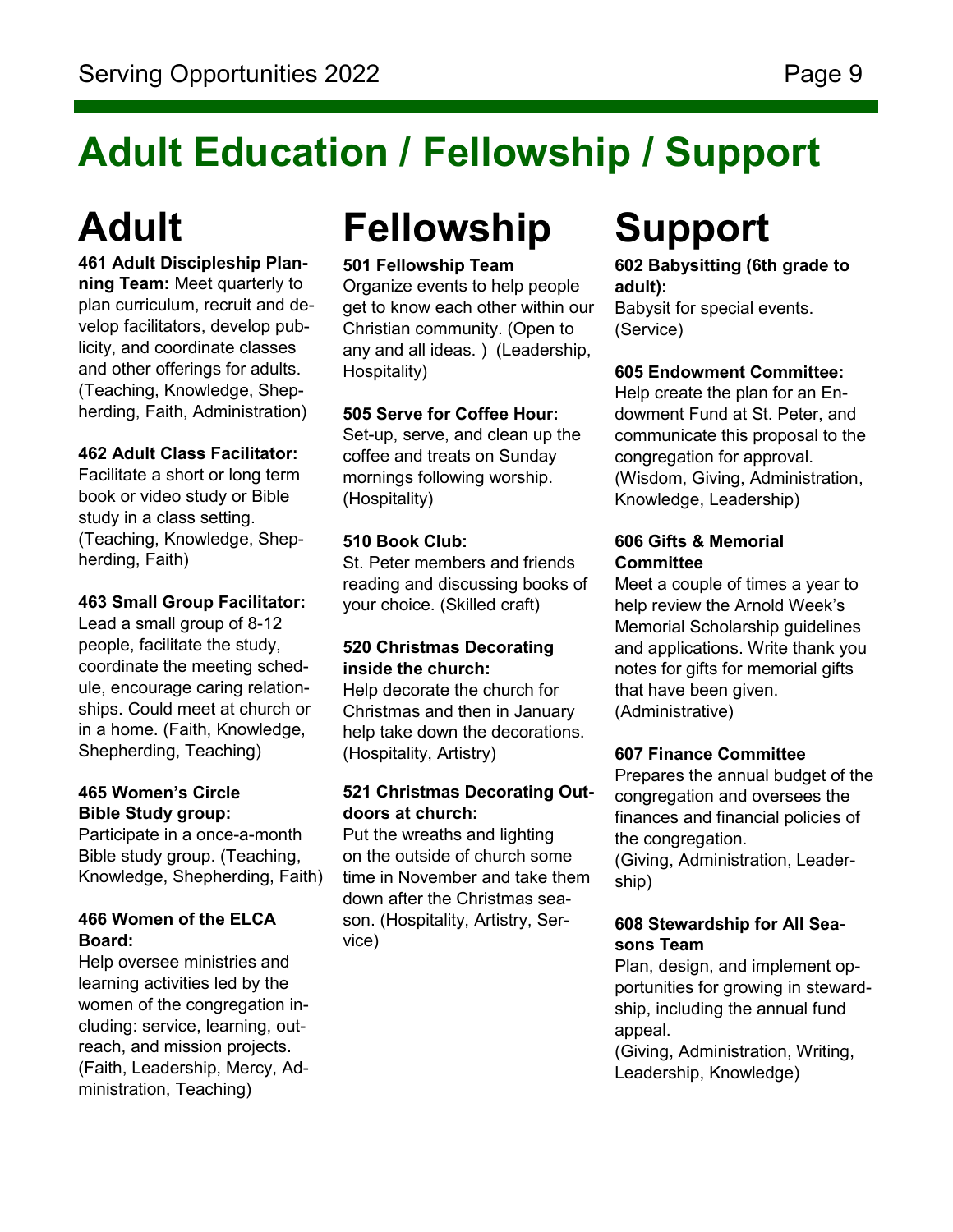# Adult Education / Fellowship / Support

## Adult

**461 Adult Discipleship Planning Team:** Meet quarterly to plan curriculum, recruit and develop facilitators, develop publicity, and coordinate classes and other offerings for adults. (Teaching, Knowledge, Shepherding, Faith, Administration)

**462 Adult Class Facilitator:**
Facilitate a short or long term book or video study or Bible study in a class setting. (Teaching, Knowledge, Shepherding, Faith)

**463 Small Group Facilitator:**
Lead a small group of 8-12 people, facilitate the study, coordinate the meeting schedule, encourage caring relationships. Could meet at church or in a home. (Faith, Knowledge, Shepherding, Teaching)

**465 Women's Circle Bible Study group:**
Participate in a once-a-month Bible study group. (Teaching, Knowledge, Shepherding, Faith)

**466 Women of the ELCA Board:**
Help oversee ministries and learning activities led by the women of the congregation including: service, learning, outreach, and mission projects. (Faith, Leadership, Mercy, Administration, Teaching)

## Fellowship

**501 Fellowship Team**
Organize events to help people get to know each other within our Christian community. (Open to any and all ideas. ) (Leadership, Hospitality)

**505 Serve for Coffee Hour:**
Set-up, serve, and clean up the coffee and treats on Sunday mornings following worship. (Hospitality)

**510 Book Club:**
St. Peter members and friends reading and discussing books of your choice. (Skilled craft)

**520 Christmas Decorating inside the church:**
Help decorate the church for Christmas and then in January help take down the decorations. (Hospitality, Artistry)

**521 Christmas Decorating Outdoors at church:**
Put the wreaths and lighting on the outside of church some time in November and take them down after the Christmas season. (Hospitality, Artistry, Service)

## Support

**602 Babysitting (6th grade to adult):**
Babysit for special events. (Service)

**605 Endowment Committee:**
Help create the plan for an Endowment Fund at St. Peter, and communicate this proposal to the congregation for approval. (Wisdom, Giving, Administration, Knowledge, Leadership)

**606 Gifts & Memorial Committee**
Meet a couple of times a year to help review the Arnold Week's Memorial Scholarship guidelines and applications. Write thank you notes for gifts for memorial gifts that have been given. (Administrative)

**607 Finance Committee**
Prepares the annual budget of the congregation and oversees the finances and financial policies of the congregation.
(Giving, Administration, Leadership)

**608 Stewardship for All Seasons Team**
Plan, design, and implement opportunities for growing in stewardship, including the annual fund appeal.
(Giving, Administration, Writing, Leadership, Knowledge)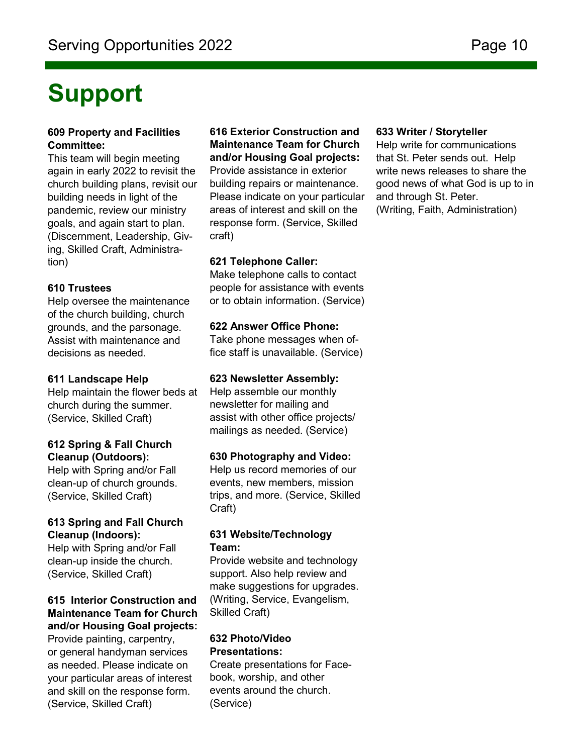# Support

**609 Property and Facilities Committee:**
This team will begin meeting again in early 2022 to revisit the church building plans, revisit our building needs in light of the pandemic, review our ministry goals, and again start to plan. (Discernment, Leadership, Giving, Skilled Craft, Administration)

**610 Trustees**
Help oversee the maintenance of the church building, church grounds, and the parsonage. Assist with maintenance and decisions as needed.

**611 Landscape Help**
Help maintain the flower beds at church during the summer. (Service, Skilled Craft)

**612 Spring & Fall Church Cleanup (Outdoors):**
Help with Spring and/or Fall clean-up of church grounds. (Service, Skilled Craft)

**613 Spring and Fall Church Cleanup (Indoors):**
Help with Spring and/or Fall clean-up inside the church. (Service, Skilled Craft)

**615 Interior Construction and Maintenance Team for Church and/or Housing Goal projects:**
Provide painting, carpentry, or general handyman services as needed. Please indicate on your particular areas of interest and skill on the response form. (Service, Skilled Craft)

**616 Exterior Construction and Maintenance Team for Church and/or Housing Goal projects:**
Provide assistance in exterior building repairs or maintenance. Please indicate on your particular areas of interest and skill on the response form. (Service, Skilled craft)

**621 Telephone Caller:**
Make telephone calls to contact people for assistance with events or to obtain information. (Service)

**622 Answer Office Phone:**
Take phone messages when office staff is unavailable. (Service)

**623 Newsletter Assembly:**
Help assemble our monthly newsletter for mailing and assist with other office projects/ mailings as needed. (Service)

**630 Photography and Video:**
Help us record memories of our events, new members, mission trips, and more. (Service, Skilled Craft)

**631 Website/Technology Team:**
Provide website and technology support. Also help review and make suggestions for upgrades. (Writing, Service, Evangelism, Skilled Craft)

**632 Photo/Video Presentations:**
Create presentations for Facebook, worship, and other events around the church. (Service)

**633 Writer / Storyteller**
Help write for communications that St. Peter sends out. Help write news releases to share the good news of what God is up to in and through St. Peter.
(Writing, Faith, Administration)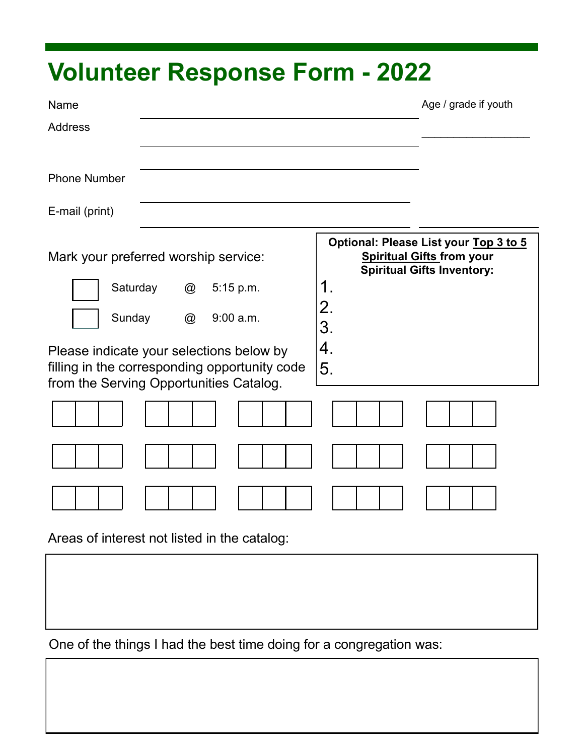# Volunteer Response Form - 2022

Name ______________________________ Age / grade if youth ______________

Address ______________________________

______________________________

Phone Number ______________________________

E-mail (print) ______________________________

Mark your preferred worship service:

- ☐ Saturday @ 5:15 p.m.
- ☐ Sunday @ 9:00 a.m.

**Optional: Please List your <u>Top 3 to 5 Spiritual Gifts</u> from your Spiritual Gifts Inventory:**

1.
2.
3.
4.
5.

Please indicate your selections below by filling in the corresponding opportunity code from the Serving Opportunities Catalog.

| | | | | |
|---|---|---|---|---|
| ☐☐☐ | ☐☐☐ | ☐☐☐ | ☐☐☐ | ☐☐☐ |
| ☐☐☐ | ☐☐☐ | ☐☐☐ | ☐☐☐ | ☐☐☐ |
| ☐☐☐ | ☐☐☐ | ☐☐☐ | ☐☐☐ | ☐☐☐ |

Areas of interest not listed in the catalog:

One of the things I had the best time doing for a congregation was: